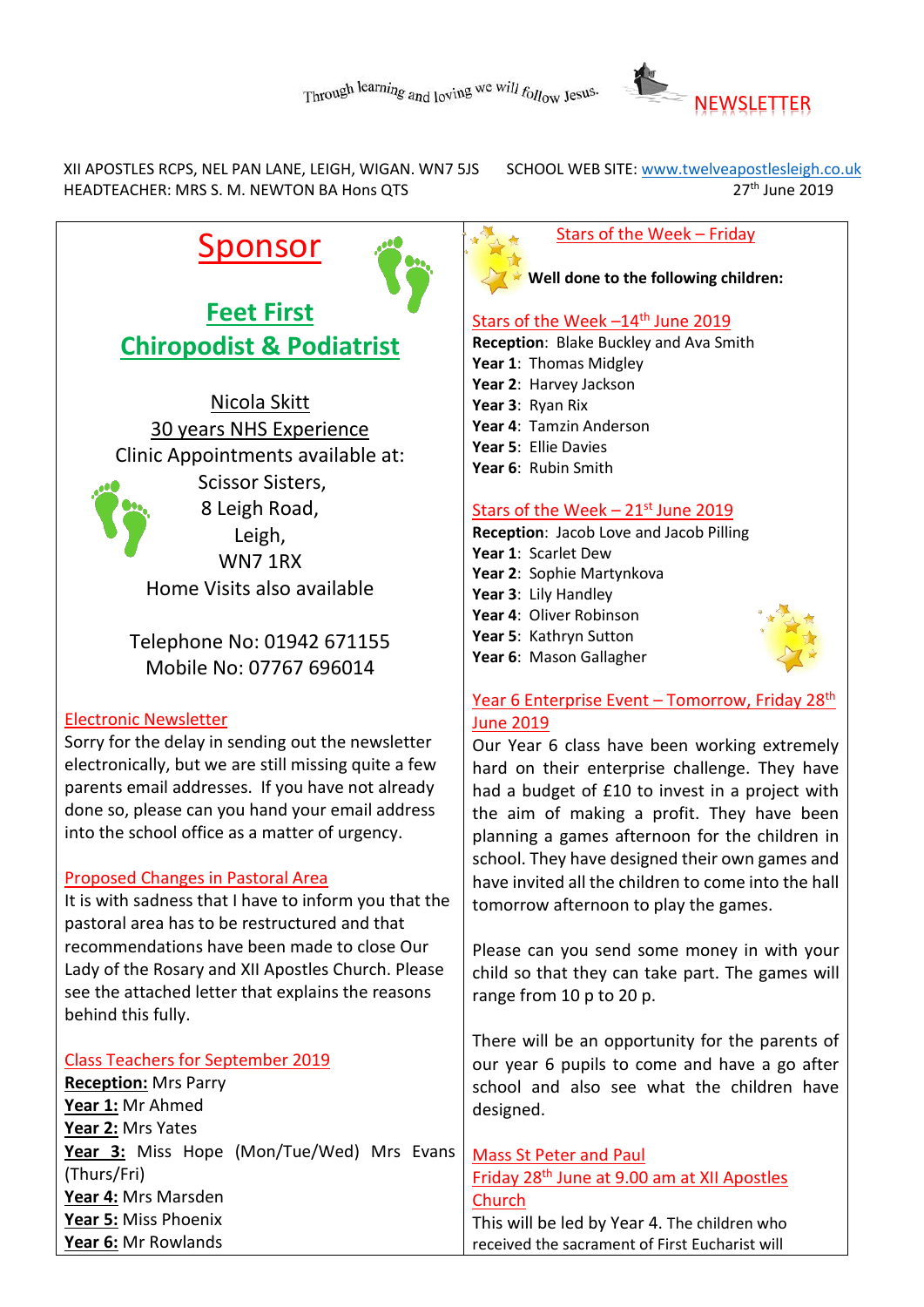Through learning and loving we will follow Jesus.

# NEWSLETTER

XII APOSTLES RCPS, NEL PAN LANE, LEIGH, WIGAN. WN7 5JS
HEADTEACHER: MRS S. M. NEWTON BA Hons QTS

SCHOOL WEB SITE: www.twelveapostlesleigh.co.uk
27th June 2019

## Sponsor

### Feet First Chiropodist & Podiatrist

Nicola Skitt
30 years NHS Experience
Clinic Appointments available at:
Scissor Sisters,
8 Leigh Road,
Leigh,
WN7 1RX
Home Visits also available

Telephone No: 01942 671155
Mobile No: 07767 696014

### Electronic Newsletter

Sorry for the delay in sending out the newsletter electronically, but we are still missing quite a few parents email addresses. If you have not already done so, please can you hand your email address into the school office as a matter of urgency.

### Proposed Changes in Pastoral Area

It is with sadness that I have to inform you that the pastoral area has to be restructured and that recommendations have been made to close Our Lady of the Rosary and XII Apostles Church. Please see the attached letter that explains the reasons behind this fully.

### Class Teachers for September 2019

**Reception:** Mrs Parry
**Year 1:** Mr Ahmed
**Year 2:** Mrs Yates
**Year 3:** Miss Hope (Mon/Tue/Wed) Mrs Evans (Thurs/Fri)
**Year 4:** Mrs Marsden
**Year 5:** Miss Phoenix
**Year 6:** Mr Rowlands

### Stars of the Week – Friday

**Well done to the following children:**

### Stars of the Week –14th June 2019

**Reception**: Blake Buckley and Ava Smith
**Year 1**: Thomas Midgley
**Year 2**: Harvey Jackson
**Year 3**: Ryan Rix
**Year 4**: Tamzin Anderson
**Year 5**: Ellie Davies
**Year 6**: Rubin Smith

### Stars of the Week – 21st June 2019

**Reception**: Jacob Love and Jacob Pilling
**Year 1**: Scarlet Dew
**Year 2**: Sophie Martynkova
**Year 3**: Lily Handley
**Year 4**: Oliver Robinson
**Year 5**: Kathryn Sutton
**Year 6**: Mason Gallagher

### Year 6 Enterprise Event – Tomorrow, Friday 28th June 2019

Our Year 6 class have been working extremely hard on their enterprise challenge. They have had a budget of £10 to invest in a project with the aim of making a profit. They have been planning a games afternoon for the children in school. They have designed their own games and have invited all the children to come into the hall tomorrow afternoon to play the games.

Please can you send some money in with your child so that they can take part. The games will range from 10 p to 20 p.

There will be an opportunity for the parents of our year 6 pupils to come and have a go after school and also see what the children have designed.

### Mass St Peter and Paul Friday 28th June at 9.00 am at XII Apostles Church

This will be led by Year 4. The children who received the sacrament of First Eucharist will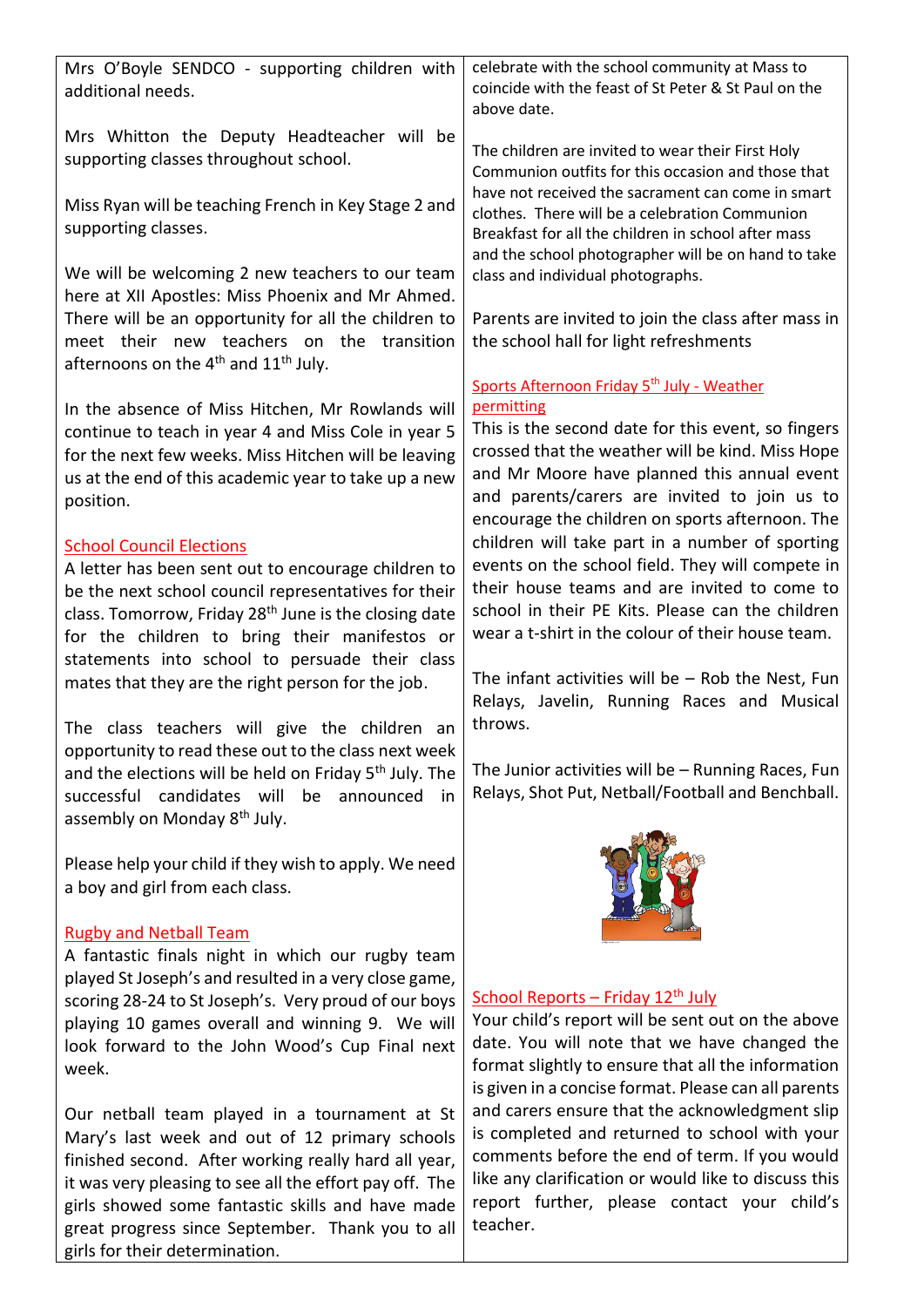Mrs O'Boyle SENDCO - supporting children with additional needs.

Mrs Whitton the Deputy Headteacher will be supporting classes throughout school.

Miss Ryan will be teaching French in Key Stage 2 and supporting classes.

We will be welcoming 2 new teachers to our team here at XII Apostles: Miss Phoenix and Mr Ahmed. There will be an opportunity for all the children to meet their new teachers on the transition afternoons on the 4th and 11th July.

In the absence of Miss Hitchen, Mr Rowlands will continue to teach in year 4 and Miss Cole in year 5 for the next few weeks. Miss Hitchen will be leaving us at the end of this academic year to take up a new position.

## School Council Elections

A letter has been sent out to encourage children to be the next school council representatives for their class. Tomorrow, Friday 28th June is the closing date for the children to bring their manifestos or statements into school to persuade their class mates that they are the right person for the job.

The class teachers will give the children an opportunity to read these out to the class next week and the elections will be held on Friday 5th July. The successful candidates will be announced in assembly on Monday 8th July.

Please help your child if they wish to apply. We need a boy and girl from each class.

## Rugby and Netball Team

A fantastic finals night in which our rugby team played St Joseph's and resulted in a very close game, scoring 28-24 to St Joseph's. Very proud of our boys playing 10 games overall and winning 9. We will look forward to the John Wood's Cup Final next week.

Our netball team played in a tournament at St Mary's last week and out of 12 primary schools finished second. After working really hard all year, it was very pleasing to see all the effort pay off. The girls showed some fantastic skills and have made great progress since September. Thank you to all girls for their determination.

celebrate with the school community at Mass to coincide with the feast of St Peter & St Paul on the above date.

The children are invited to wear their First Holy Communion outfits for this occasion and those that have not received the sacrament can come in smart clothes. There will be a celebration Communion Breakfast for all the children in school after mass and the school photographer will be on hand to take class and individual photographs.

Parents are invited to join the class after mass in the school hall for light refreshments

## Sports Afternoon Friday 5th July - Weather permitting

This is the second date for this event, so fingers crossed that the weather will be kind. Miss Hope and Mr Moore have planned this annual event and parents/carers are invited to join us to encourage the children on sports afternoon. The children will take part in a number of sporting events on the school field. They will compete in their house teams and are invited to come to school in their PE Kits. Please can the children wear a t-shirt in the colour of their house team.

The infant activities will be – Rob the Nest, Fun Relays, Javelin, Running Races and Musical throws.

The Junior activities will be – Running Races, Fun Relays, Shot Put, Netball/Football and Benchball.

## School Reports – Friday 12th July

Your child's report will be sent out on the above date. You will note that we have changed the format slightly to ensure that all the information is given in a concise format. Please can all parents and carers ensure that the acknowledgment slip is completed and returned to school with your comments before the end of term. If you would like any clarification or would like to discuss this report further, please contact your child's teacher.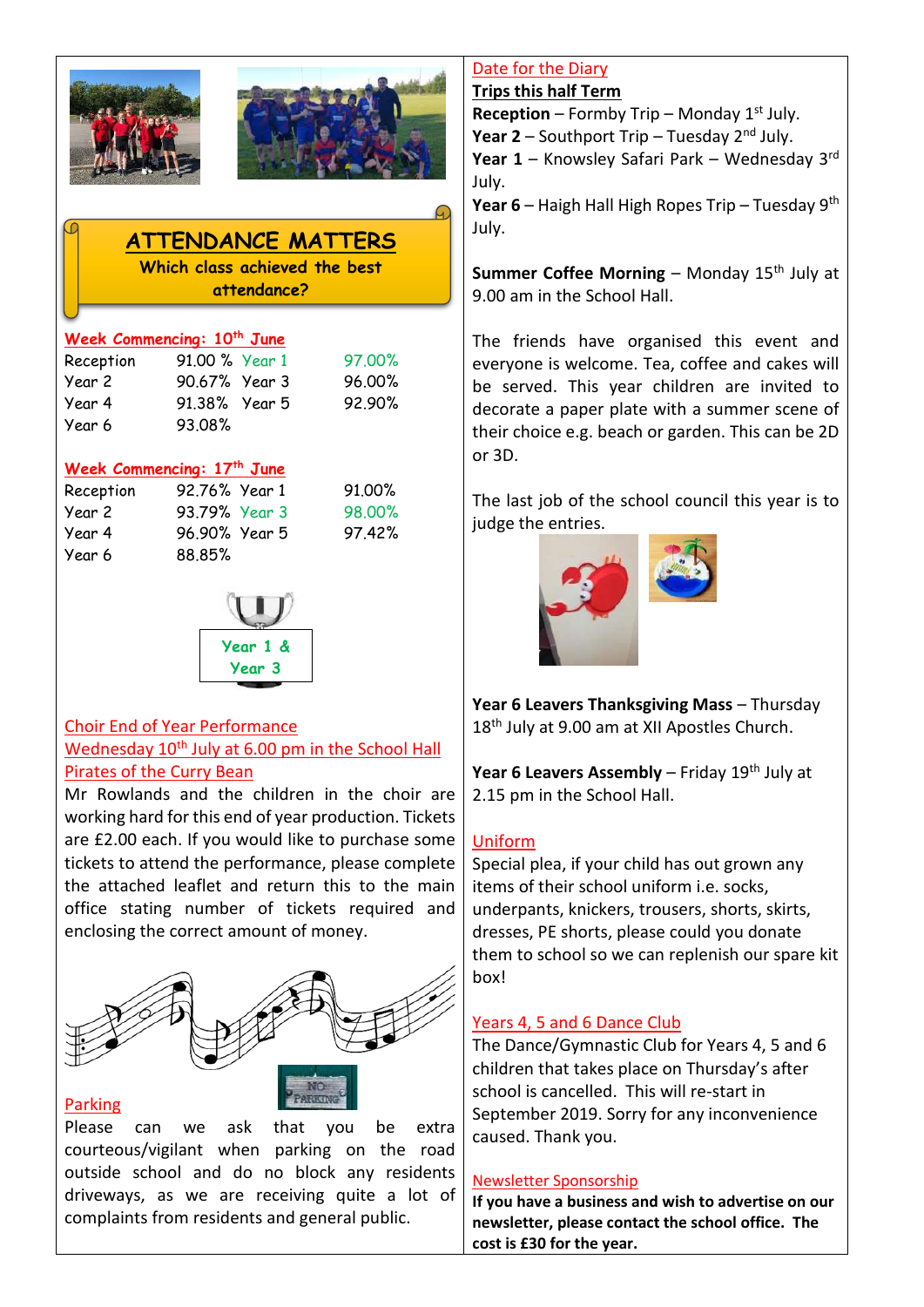## ATTENDANCE MATTERS

**Which class achieved the best attendance?**

**Week Commencing: 10th June**

| | | | |
|---|---|---|---|
| Reception | 91.00 % | Year 1 | 97.00% |
| Year 2 | 90.67% | Year 3 | 96.00% |
| Year 4 | 91.38% | Year 5 | 92.90% |
| Year 6 | 93.08% | | |

**Week Commencing: 17th June**

| | | | |
|---|---|---|---|
| Reception | 92.76% | Year 1 | 91.00% |
| Year 2 | 93.79% | Year 3 | 98.00% |
| Year 4 | 96.90% | Year 5 | 97.42% |
| Year 6 | 88.85% | | |

**Year 1 & Year 3**

### Choir End of Year Performance
### Wednesday 10th July at 6.00 pm in the School Hall
### Pirates of the Curry Bean

Mr Rowlands and the children in the choir are working hard for this end of year production. Tickets are £2.00 each. If you would like to purchase some tickets to attend the performance, please complete the attached leaflet and return this to the main office stating number of tickets required and enclosing the correct amount of money.

### Parking

Please can we ask that you be extra courteous/vigilant when parking on the road outside school and do no block any residents driveways, as we are receiving quite a lot of complaints from residents and general public.

### Date for the Diary

**Trips this half Term**

**Reception** – Formby Trip – Monday 1st July.
**Year 2** – Southport Trip – Tuesday 2nd July.
**Year 1** – Knowsley Safari Park – Wednesday 3rd July.
**Year 6** – Haigh Hall High Ropes Trip – Tuesday 9th July.

**Summer Coffee Morning** – Monday 15th July at 9.00 am in the School Hall.

The friends have organised this event and everyone is welcome. Tea, coffee and cakes will be served. This year children are invited to decorate a paper plate with a summer scene of their choice e.g. beach or garden. This can be 2D or 3D.

The last job of the school council this year is to judge the entries.

**Year 6 Leavers Thanksgiving Mass** – Thursday 18th July at 9.00 am at XII Apostles Church.

**Year 6 Leavers Assembly** – Friday 19th July at 2.15 pm in the School Hall.

### Uniform

Special plea, if your child has out grown any items of their school uniform i.e. socks, underpants, knickers, trousers, shorts, skirts, dresses, PE shorts, please could you donate them to school so we can replenish our spare kit box!

### Years 4, 5 and 6 Dance Club

The Dance/Gymnastic Club for Years 4, 5 and 6 children that takes place on Thursday's after school is cancelled. This will re-start in September 2019. Sorry for any inconvenience caused. Thank you.

### Newsletter Sponsorship

**If you have a business and wish to advertise on our newsletter, please contact the school office. The cost is £30 for the year.**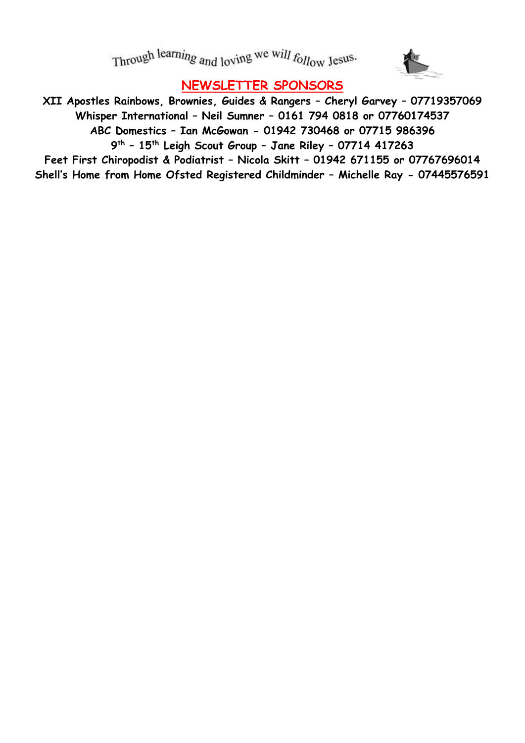Through learning and loving we will follow Jesus.

## NEWSLETTER SPONSORS

**XII Apostles Rainbows, Brownies, Guides & Rangers – Cheryl Garvey – 07719357069**
**Whisper International – Neil Sumner – 0161 794 0818 or 07760174537**
**ABC Domestics – Ian McGowan - 01942 730468 or 07715 986396**
**9th – 15th Leigh Scout Group – Jane Riley – 07714 417263**
**Feet First Chiropodist & Podiatrist – Nicola Skitt – 01942 671155 or 07767696014**
**Shell's Home from Home Ofsted Registered Childminder – Michelle Ray - 07445576591**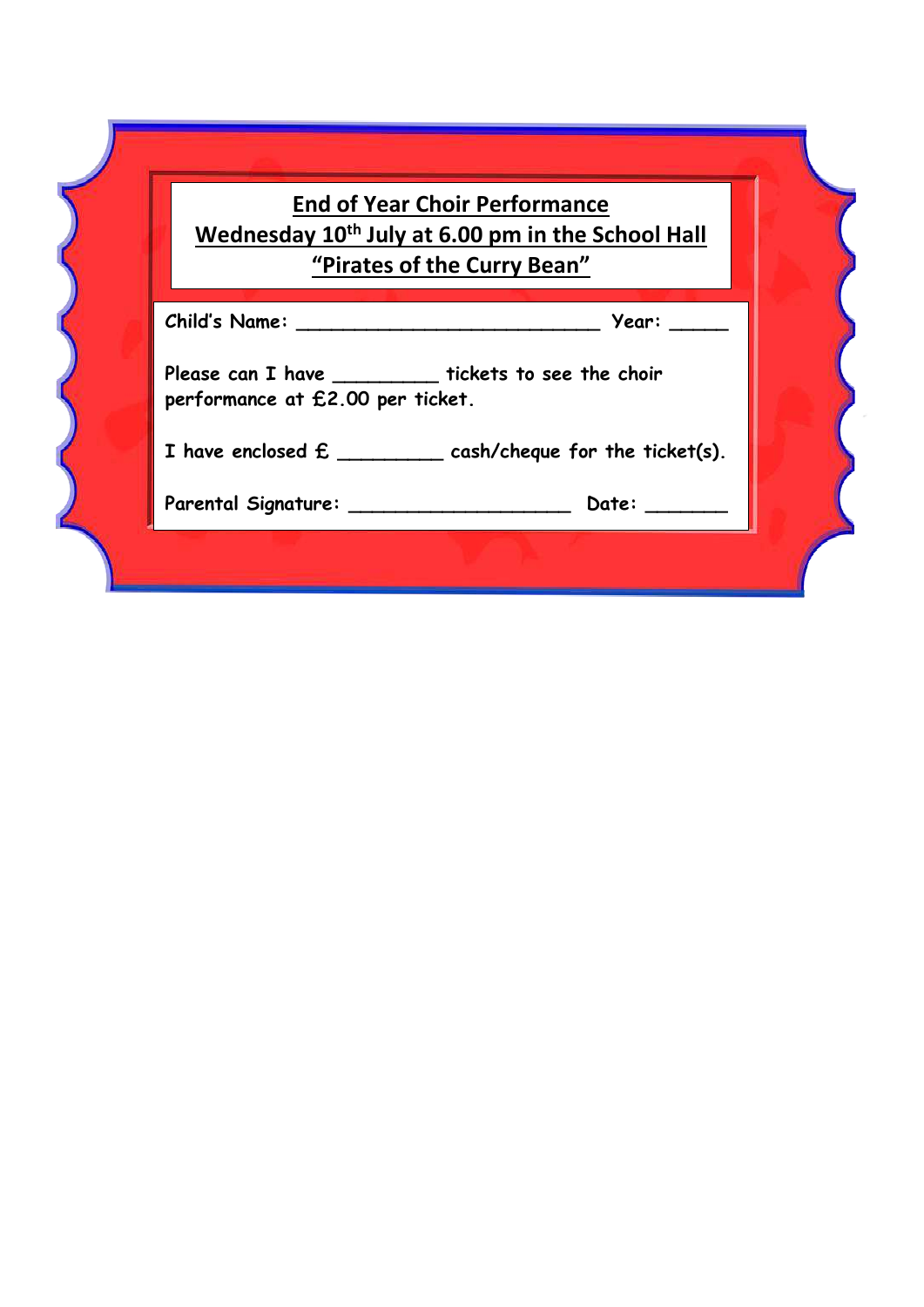**End of Year Choir Performance**

**Wednesday 10th July at 6.00 pm in the School Hall**

**"Pirates of the Curry Bean"**

Child's Name: ___________________________ Year: _____

Please can I have _________ tickets to see the choir performance at £2.00 per ticket.

I have enclosed £ _________ cash/cheque for the ticket(s).

Parental Signature: ____________________ Date: _______